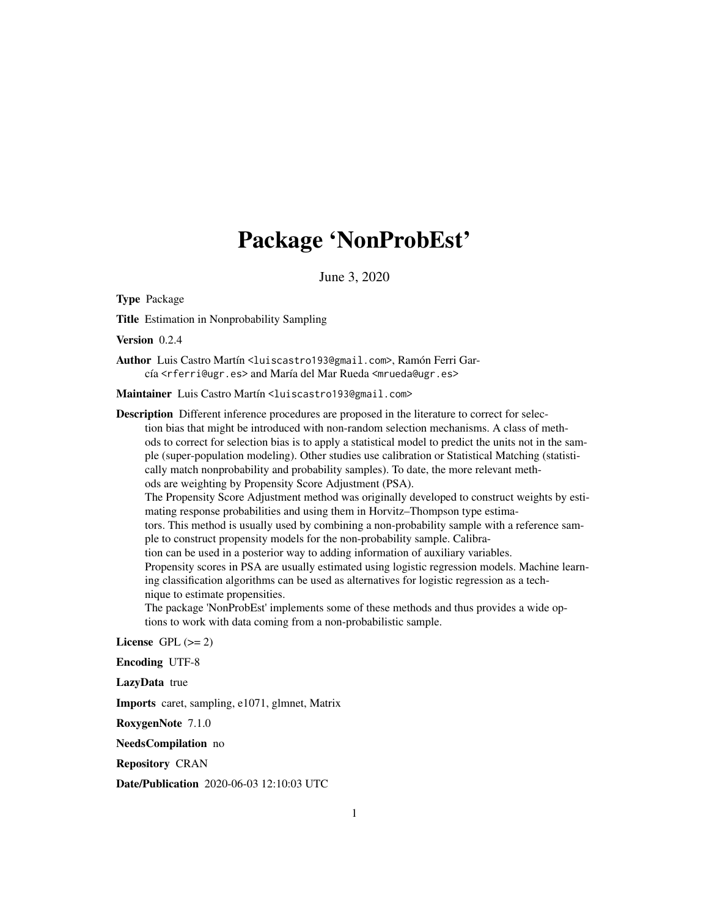# Package 'NonProbEst'

June 3, 2020

**Type** Package

**Title** Estimation in Nonprobability Sampling

**Version** 0.2.4

**Author** Luis Castro Martín <luiscastro193@gmail.com>, Ramón Ferri García <rferri@ugr.es> and María del Mar Rueda <mrueda@ugr.es>

**Maintainer** Luis Castro Martín <luiscastro193@gmail.com>

**Description** Different inference procedures are proposed in the literature to correct for selection bias that might be introduced with non-random selection mechanisms. A class of methods to correct for selection bias is to apply a statistical model to predict the units not in the sample (super-population modeling). Other studies use calibration or Statistical Matching (statistically match nonprobability and probability samples). To date, the more relevant methods are weighting by Propensity Score Adjustment (PSA).
The Propensity Score Adjustment method was originally developed to construct weights by estimating response probabilities and using them in Horvitz–Thompson type estimators. This method is usually used by combining a non-probability sample with a reference sample to construct propensity models for the non-probability sample. Calibration can be used in a posterior way to adding information of auxiliary variables.
Propensity scores in PSA are usually estimated using logistic regression models. Machine learning classification algorithms can be used as alternatives for logistic regression as a technique to estimate propensities.
The package 'NonProbEst' implements some of these methods and thus provides a wide options to work with data coming from a non-probabilistic sample.

**License** GPL (>= 2)

**Encoding** UTF-8

**LazyData** true

**Imports** caret, sampling, e1071, glmnet, Matrix

**RoxygenNote** 7.1.0

**NeedsCompilation** no

**Repository** CRAN

**Date/Publication** 2020-06-03 12:10:03 UTC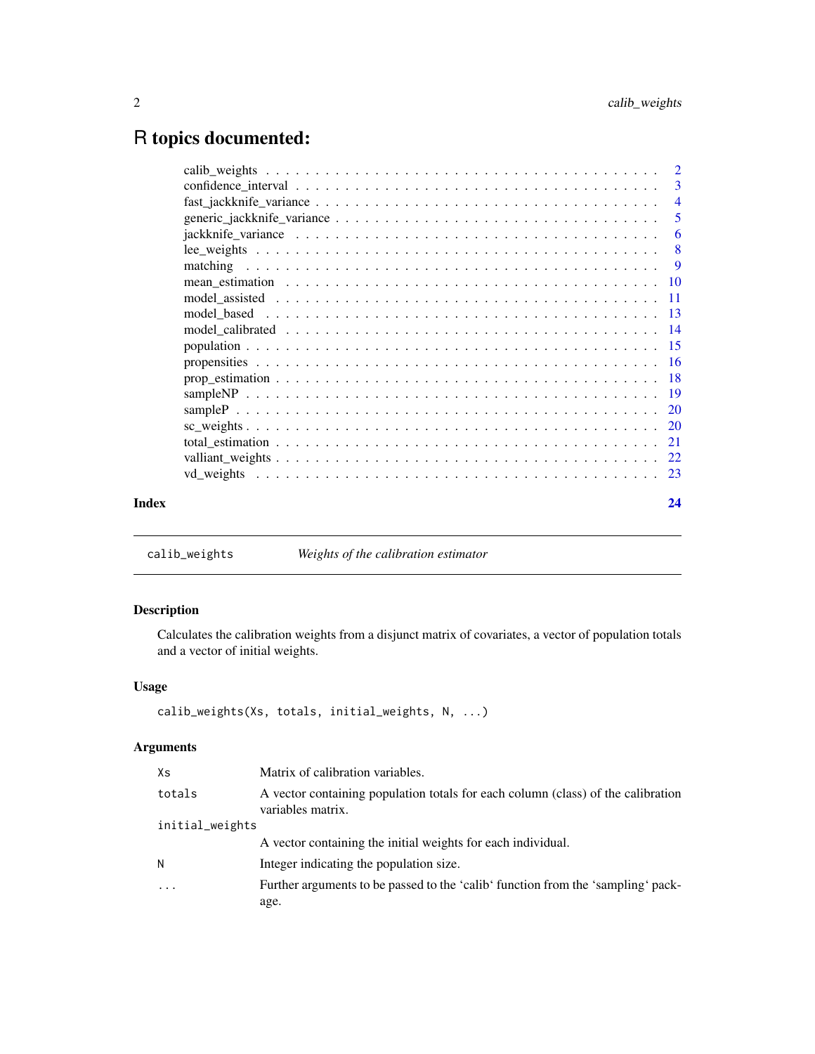# R topics documented:

| | |
|---|---|
| calib_weights | 2 |
| confidence_interval | 3 |
| fast_jackknife_variance | 4 |
| generic_jackknife_variance | 5 |
| jackknife_variance | 6 |
| lee_weights | 8 |
| matching | 9 |
| mean_estimation | 10 |
| model_assisted | 11 |
| model_based | 13 |
| model_calibrated | 14 |
| population | 15 |
| propensities | 16 |
| prop_estimation | 18 |
| sampleNP | 19 |
| sampleP | 20 |
| sc_weights | 20 |
| total_estimation | 21 |
| valliant_weights | 22 |
| vd_weights | 23 |
| **Index** | **24** |

---

## calib_weights — *Weights of the calibration estimator*

### Description

Calculates the calibration weights from a disjunct matrix of covariates, a vector of population totals and a vector of initial weights.

### Usage

```
calib_weights(Xs, totals, initial_weights, N, ...)
```

### Arguments

| | |
|---|---|
| `Xs` | Matrix of calibration variables. |
| `totals` | A vector containing population totals for each column (class) of the calibration variables matrix. |
| `initial_weights` | A vector containing the initial weights for each individual. |
| `N` | Integer indicating the population size. |
| `...` | Further arguments to be passed to the 'calib' function from the 'sampling' package. |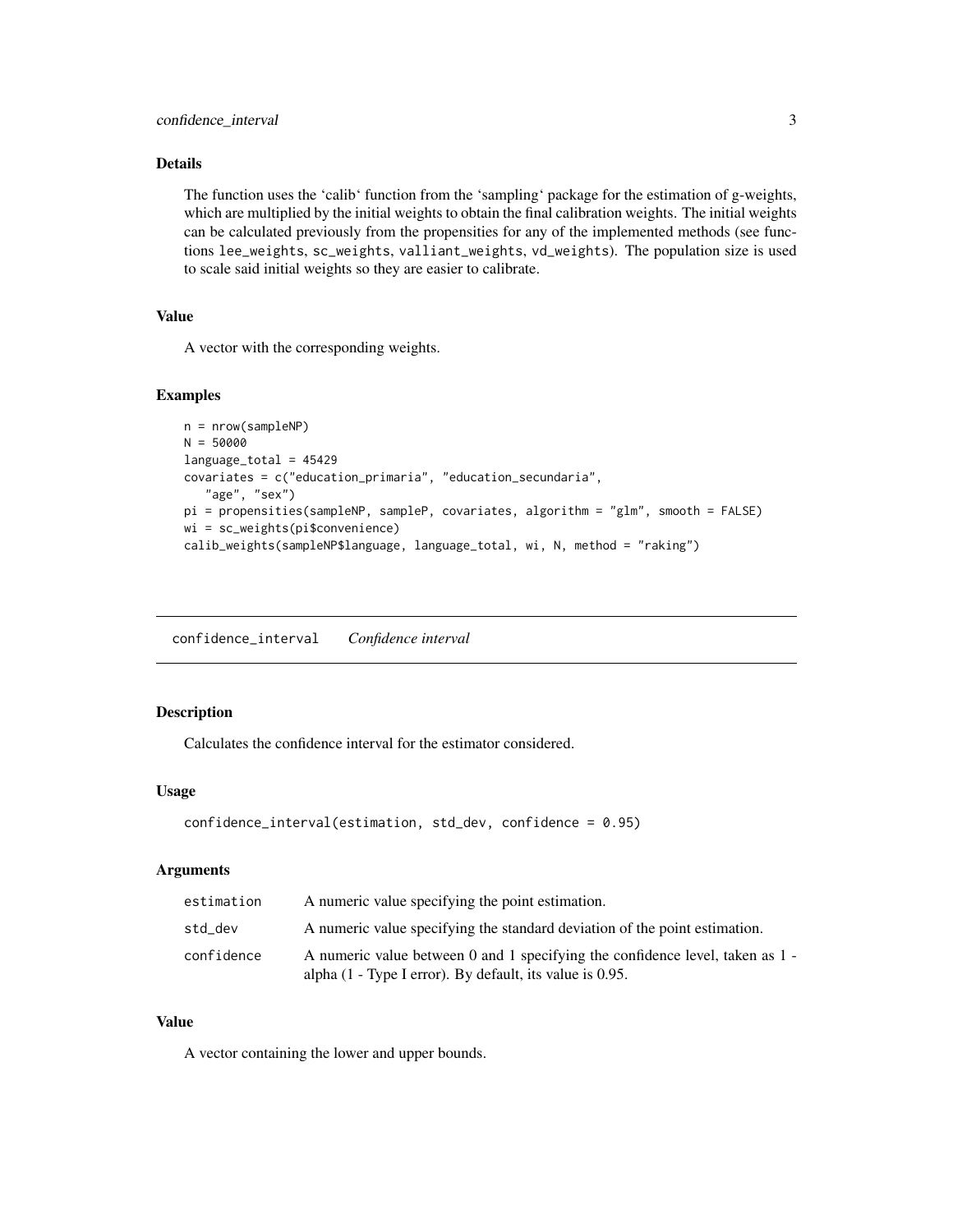### Details

The function uses the 'calib' function from the 'sampling' package for the estimation of g-weights, which are multiplied by the initial weights to obtain the final calibration weights. The initial weights can be calculated previously from the propensities for any of the implemented methods (see functions `lee_weights`, `sc_weights`, `valliant_weights`, `vd_weights`). The population size is used to scale said initial weights so they are easier to calibrate.

### Value

A vector with the corresponding weights.

### Examples

```
n = nrow(sampleNP)
N = 50000
language_total = 45429
covariates = c("education_primaria", "education_secundaria",
   "age", "sex")
pi = propensities(sampleNP, sampleP, covariates, algorithm = "glm", smooth = FALSE)
wi = sc_weights(pi$convenience)
calib_weights(sampleNP$language, language_total, wi, N, method = "raking")
```

---

## confidence_interval *Confidence interval*

---

### Description

Calculates the confidence interval for the estimator considered.

### Usage

```
confidence_interval(estimation, std_dev, confidence = 0.95)
```

### Arguments

| | |
|---|---|
| estimation | A numeric value specifying the point estimation. |
| std_dev | A numeric value specifying the standard deviation of the point estimation. |
| confidence | A numeric value between 0 and 1 specifying the confidence level, taken as 1 - alpha (1 - Type I error). By default, its value is 0.95. |

### Value

A vector containing the lower and upper bounds.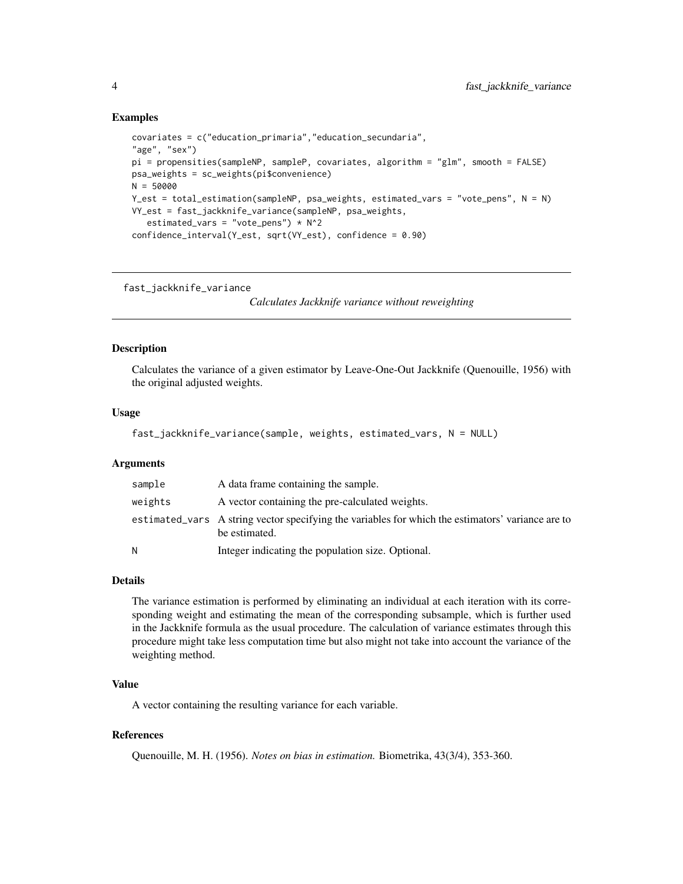## Examples

```
covariates = c("education_primaria","education_secundaria",
"age", "sex")
pi = propensities(sampleNP, sampleP, covariates, algorithm = "glm", smooth = FALSE)
psa_weights = sc_weights(pi$convenience)
N = 50000
Y_est = total_estimation(sampleNP, psa_weights, estimated_vars = "vote_pens", N = N)
VY_est = fast_jackknife_variance(sampleNP, psa_weights,
   estimated_vars = "vote_pens") * N^2
confidence_interval(Y_est, sqrt(VY_est), confidence = 0.90)
```

---

# fast_jackknife_variance

*Calculates Jackknife variance without reweighting*

---

## Description

Calculates the variance of a given estimator by Leave-One-Out Jackknife (Quenouille, 1956) with the original adjusted weights.

## Usage

```
fast_jackknife_variance(sample, weights, estimated_vars, N = NULL)
```

## Arguments

| | |
|---|---|
| `sample` | A data frame containing the sample. |
| `weights` | A vector containing the pre-calculated weights. |
| `estimated_vars` | A string vector specifying the variables for which the estimators' variance are to be estimated. |
| `N` | Integer indicating the population size. Optional. |

## Details

The variance estimation is performed by eliminating an individual at each iteration with its corresponding weight and estimating the mean of the corresponding subsample, which is further used in the Jackknife formula as the usual procedure. The calculation of variance estimates through this procedure might take less computation time but also might not take into account the variance of the weighting method.

## Value

A vector containing the resulting variance for each variable.

## References

Quenouille, M. H. (1956). *Notes on bias in estimation.* Biometrika, 43(3/4), 353-360.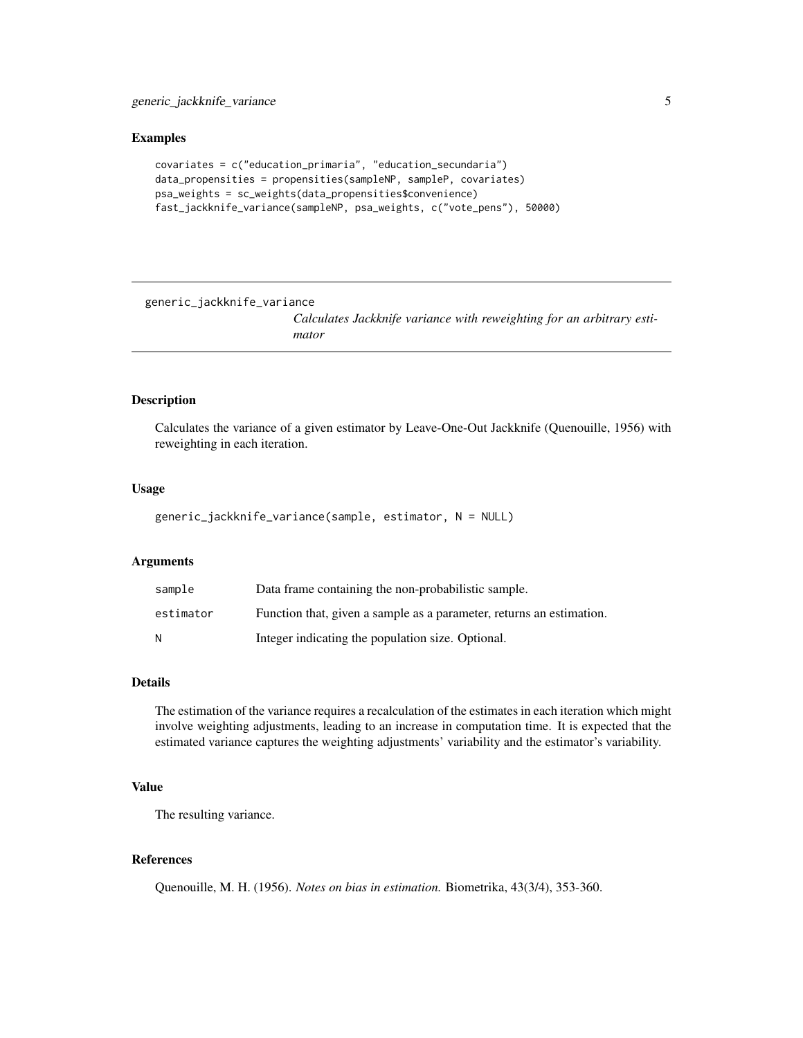## Examples

```
covariates = c("education_primaria", "education_secundaria")
data_propensities = propensities(sampleNP, sampleP, covariates)
psa_weights = sc_weights(data_propensities$convenience)
fast_jackknife_variance(sampleNP, psa_weights, c("vote_pens"), 50000)
```

---

# generic_jackknife_variance    *Calculates Jackknife variance with reweighting for an arbitrary estimator*

---

## Description

Calculates the variance of a given estimator by Leave-One-Out Jackknife (Quenouille, 1956) with reweighting in each iteration.

## Usage

```
generic_jackknife_variance(sample, estimator, N = NULL)
```

## Arguments

| | |
|---|---|
| sample | Data frame containing the non-probabilistic sample. |
| estimator | Function that, given a sample as a parameter, returns an estimation. |
| N | Integer indicating the population size. Optional. |

## Details

The estimation of the variance requires a recalculation of the estimates in each iteration which might involve weighting adjustments, leading to an increase in computation time. It is expected that the estimated variance captures the weighting adjustments' variability and the estimator's variability.

## Value

The resulting variance.

## References

Quenouille, M. H. (1956). *Notes on bias in estimation.* Biometrika, 43(3/4), 353-360.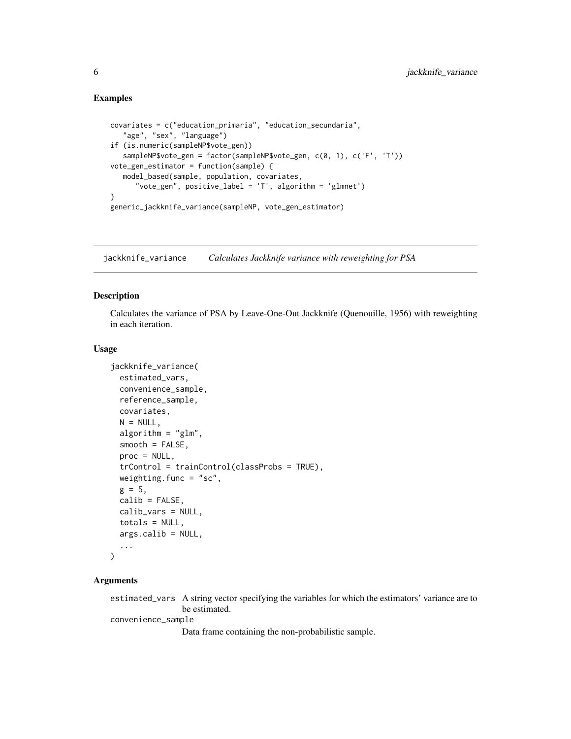## Examples

```
covariates = c("education_primaria", "education_secundaria",
   "age", "sex", "language")
if (is.numeric(sampleNP$vote_gen))
   sampleNP$vote_gen = factor(sampleNP$vote_gen, c(0, 1), c('F', 'T'))
vote_gen_estimator = function(sample) {
   model_based(sample, population, covariates,
      "vote_gen", positive_label = 'T', algorithm = 'glmnet')
}
generic_jackknife_variance(sampleNP, vote_gen_estimator)
```

---

# jackknife_variance    *Calculates Jackknife variance with reweighting for PSA*

---

## Description

Calculates the variance of PSA by Leave-One-Out Jackknife (Quenouille, 1956) with reweighting in each iteration.

## Usage

```
jackknife_variance(
  estimated_vars,
  convenience_sample,
  reference_sample,
  covariates,
  N = NULL,
  algorithm = "glm",
  smooth = FALSE,
  proc = NULL,
  trControl = trainControl(classProbs = TRUE),
  weighting.func = "sc",
  g = 5,
  calib = FALSE,
  calib_vars = NULL,
  totals = NULL,
  args.calib = NULL,
  ...
)
```

## Arguments

`estimated_vars` A string vector specifying the variables for which the estimators' variance are to be estimated.

`convenience_sample`
Data frame containing the non-probabilistic sample.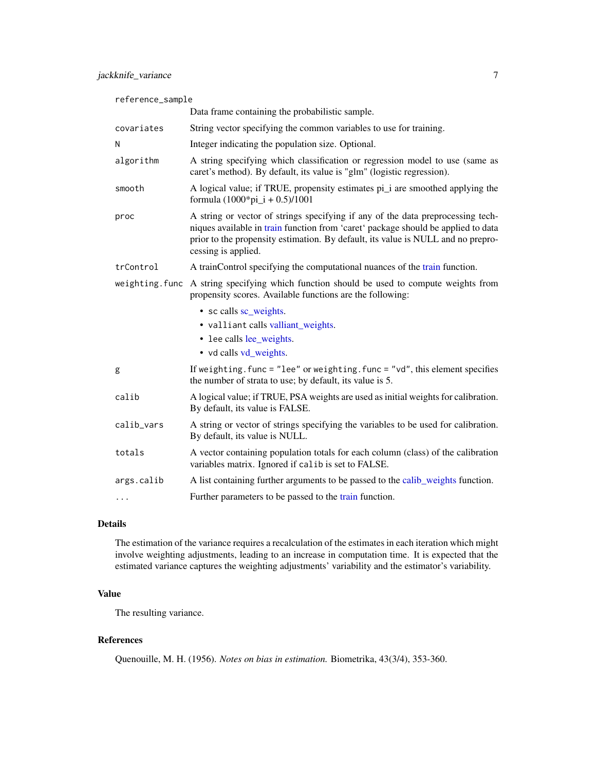| | |
|---|---|
| reference_sample | Data frame containing the probabilistic sample. |
| covariates | String vector specifying the common variables to use for training. |
| N | Integer indicating the population size. Optional. |
| algorithm | A string specifying which classification or regression model to use (same as caret's method). By default, its value is "glm" (logistic regression). |
| smooth | A logical value; if TRUE, propensity estimates pi_i are smoothed applying the formula (1000*pi_i + 0.5)/1001 |
| proc | A string or vector of strings specifying if any of the data preprocessing techniques available in train function from 'caret' package should be applied to data prior to the propensity estimation. By default, its value is NULL and no preprocessing is applied. |
| trControl | A trainControl specifying the computational nuances of the train function. |
| weighting.func | A string specifying which function should be used to compute weights from propensity scores. Available functions are the following: <br>• `sc` calls sc_weights. <br>• `valliant` calls valliant_weights. <br>• `lee` calls lee_weights. <br>• `vd` calls vd_weights. |
| g | If `weighting.func = "lee"` or `weighting.func = "vd"`, this element specifies the number of strata to use; by default, its value is 5. |
| calib | A logical value; if TRUE, PSA weights are used as initial weights for calibration. By default, its value is FALSE. |
| calib_vars | A string or vector of strings specifying the variables to be used for calibration. By default, its value is NULL. |
| totals | A vector containing population totals for each column (class) of the calibration variables matrix. Ignored if `calib` is set to FALSE. |
| args.calib | A list containing further arguments to be passed to the calib_weights function. |
| ... | Further parameters to be passed to the train function. |

## Details

The estimation of the variance requires a recalculation of the estimates in each iteration which might involve weighting adjustments, leading to an increase in computation time. It is expected that the estimated variance captures the weighting adjustments' variability and the estimator's variability.

## Value

The resulting variance.

## References

Quenouille, M. H. (1956). *Notes on bias in estimation.* Biometrika, 43(3/4), 353-360.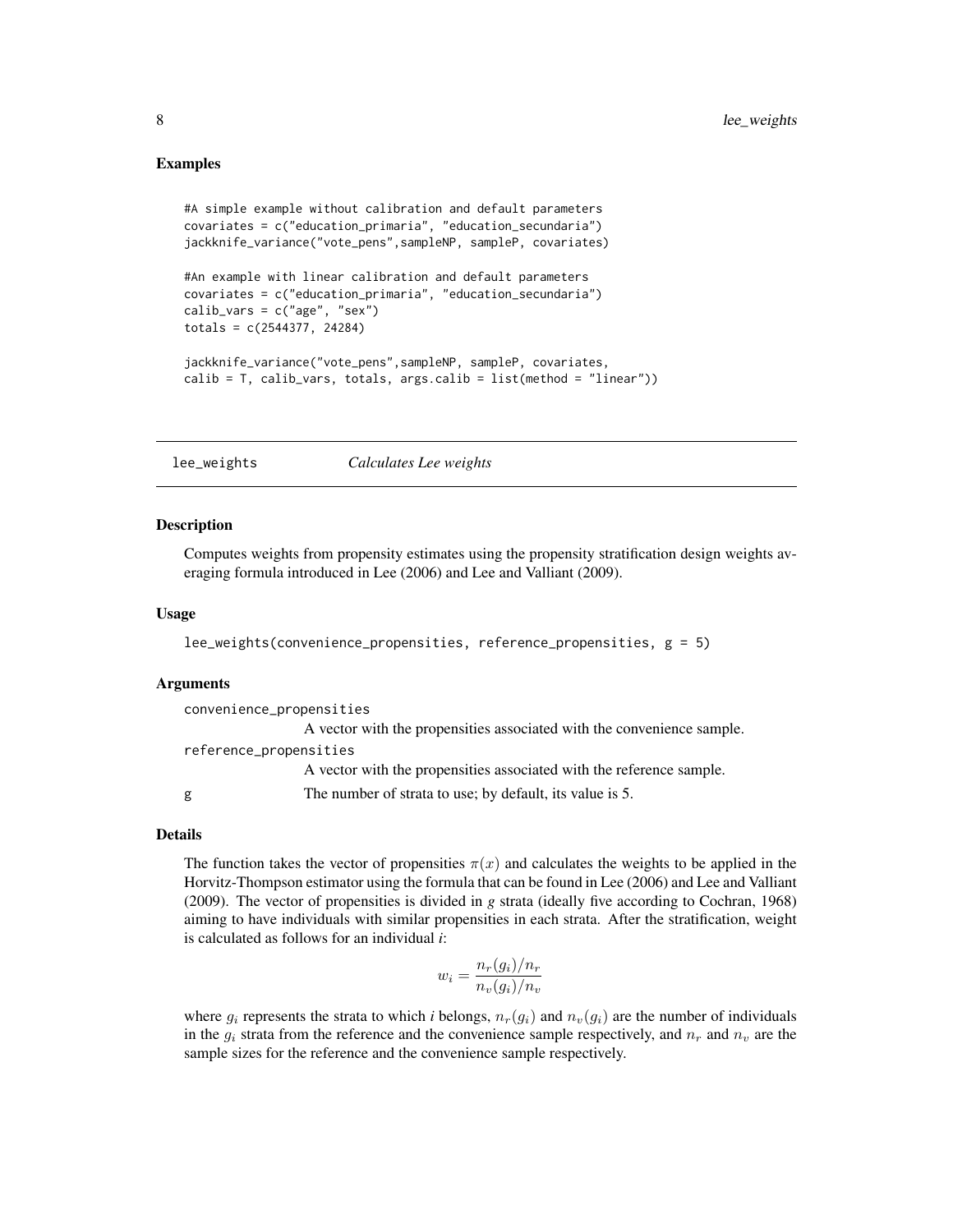## Examples

```
#A simple example without calibration and default parameters
covariates = c("education_primaria", "education_secundaria")
jackknife_variance("vote_pens",sampleNP, sampleP, covariates)

#An example with linear calibration and default parameters
covariates = c("education_primaria", "education_secundaria")
calib_vars = c("age", "sex")
totals = c(2544377, 24284)

jackknife_variance("vote_pens",sampleNP, sampleP, covariates,
calib = T, calib_vars, totals, args.calib = list(method = "linear"))
```

---

# lee_weights — *Calculates Lee weights*

---

## Description

Computes weights from propensity estimates using the propensity stratification design weights averaging formula introduced in Lee (2006) and Lee and Valliant (2009).

## Usage

```
lee_weights(convenience_propensities, reference_propensities, g = 5)
```

## Arguments

| | |
|---|---|
| convenience_propensities | A vector with the propensities associated with the convenience sample. |
| reference_propensities | A vector with the propensities associated with the reference sample. |
| g | The number of strata to use; by default, its value is 5. |

## Details

The function takes the vector of propensities $\pi(x)$ and calculates the weights to be applied in the Horvitz-Thompson estimator using the formula that can be found in Lee (2006) and Lee and Valliant (2009). The vector of propensities is divided in *g* strata (ideally five according to Cochran, 1968) aiming to have individuals with similar propensities in each strata. After the stratification, weight is calculated as follows for an individual *i*:

$$w_i = \frac{n_r(g_i)/n_r}{n_v(g_i)/n_v}$$

where $g_i$ represents the strata to which *i* belongs, $n_r(g_i)$ and $n_v(g_i)$ are the number of individuals in the $g_i$ strata from the reference and the convenience sample respectively, and $n_r$ and $n_v$ are the sample sizes for the reference and the convenience sample respectively.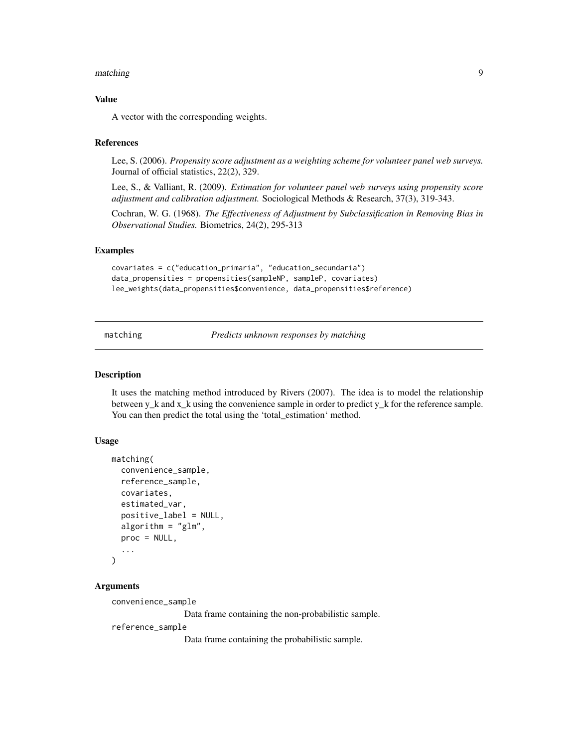### Value

A vector with the corresponding weights.

### References

Lee, S. (2006). *Propensity score adjustment as a weighting scheme for volunteer panel web surveys.* Journal of official statistics, 22(2), 329.

Lee, S., & Valliant, R. (2009). *Estimation for volunteer panel web surveys using propensity score adjustment and calibration adjustment.* Sociological Methods & Research, 37(3), 319-343.

Cochran, W. G. (1968). *The Effectiveness of Adjustment by Subclassification in Removing Bias in Observational Studies.* Biometrics, 24(2), 295-313

### Examples

```
covariates = c("education_primaria", "education_secundaria")
data_propensities = propensities(sampleNP, sampleP, covariates)
lee_weights(data_propensities$convenience, data_propensities$reference)
```

---

## matching — *Predicts unknown responses by matching*

### Description

It uses the matching method introduced by Rivers (2007). The idea is to model the relationship between y_k and x_k using the convenience sample in order to predict y_k for the reference sample. You can then predict the total using the 'total_estimation' method.

### Usage

```
matching(
  convenience_sample,
  reference_sample,
  covariates,
  estimated_var,
  positive_label = NULL,
  algorithm = "glm",
  proc = NULL,
  ...
)
```

### Arguments

convenience_sample
: Data frame containing the non-probabilistic sample.

reference_sample
: Data frame containing the probabilistic sample.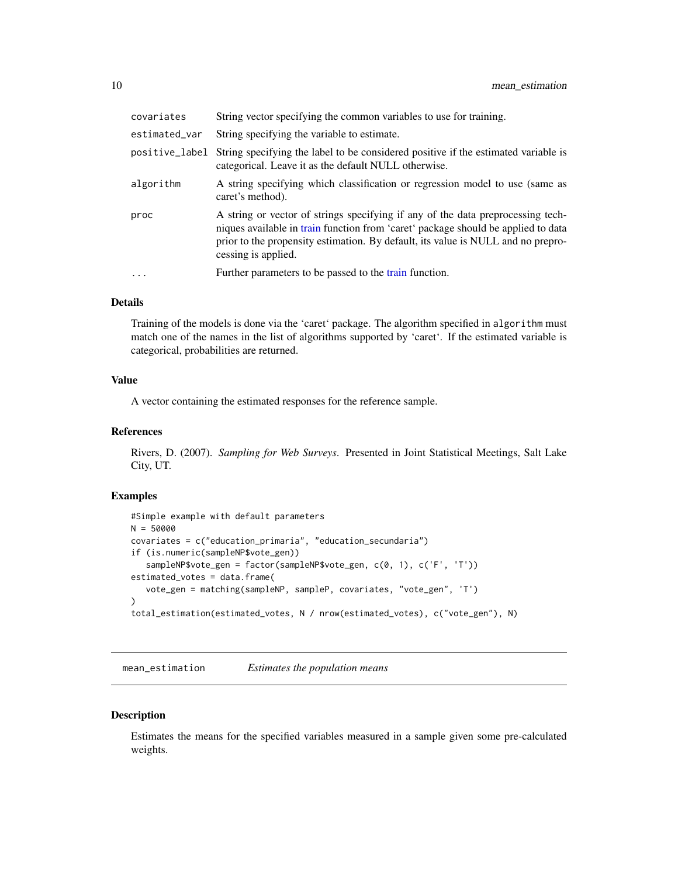| | |
|---|---|
| covariates | String vector specifying the common variables to use for training. |
| estimated_var | String specifying the variable to estimate. |
| positive_label | String specifying the label to be considered positive if the estimated variable is categorical. Leave it as the default NULL otherwise. |
| algorithm | A string specifying which classification or regression model to use (same as caret's method). |
| proc | A string or vector of strings specifying if any of the data preprocessing techniques available in train function from 'caret' package should be applied to data prior to the propensity estimation. By default, its value is NULL and no preprocessing is applied. |
| ... | Further parameters to be passed to the train function. |

### Details

Training of the models is done via the 'caret' package. The algorithm specified in algorithm must match one of the names in the list of algorithms supported by 'caret'. If the estimated variable is categorical, probabilities are returned.

### Value

A vector containing the estimated responses for the reference sample.

### References

Rivers, D. (2007). *Sampling for Web Surveys*. Presented in Joint Statistical Meetings, Salt Lake City, UT.

### Examples

```
#Simple example with default parameters
N = 50000
covariates = c("education_primaria", "education_secundaria")
if (is.numeric(sampleNP$vote_gen))
   sampleNP$vote_gen = factor(sampleNP$vote_gen, c(0, 1), c('F', 'T'))
estimated_votes = data.frame(
   vote_gen = matching(sampleNP, sampleP, covariates, "vote_gen", 'T')
)
total_estimation(estimated_votes, N / nrow(estimated_votes), c("vote_gen"), N)
```

---

## mean_estimation *Estimates the population means*

### Description

Estimates the means for the specified variables measured in a sample given some pre-calculated weights.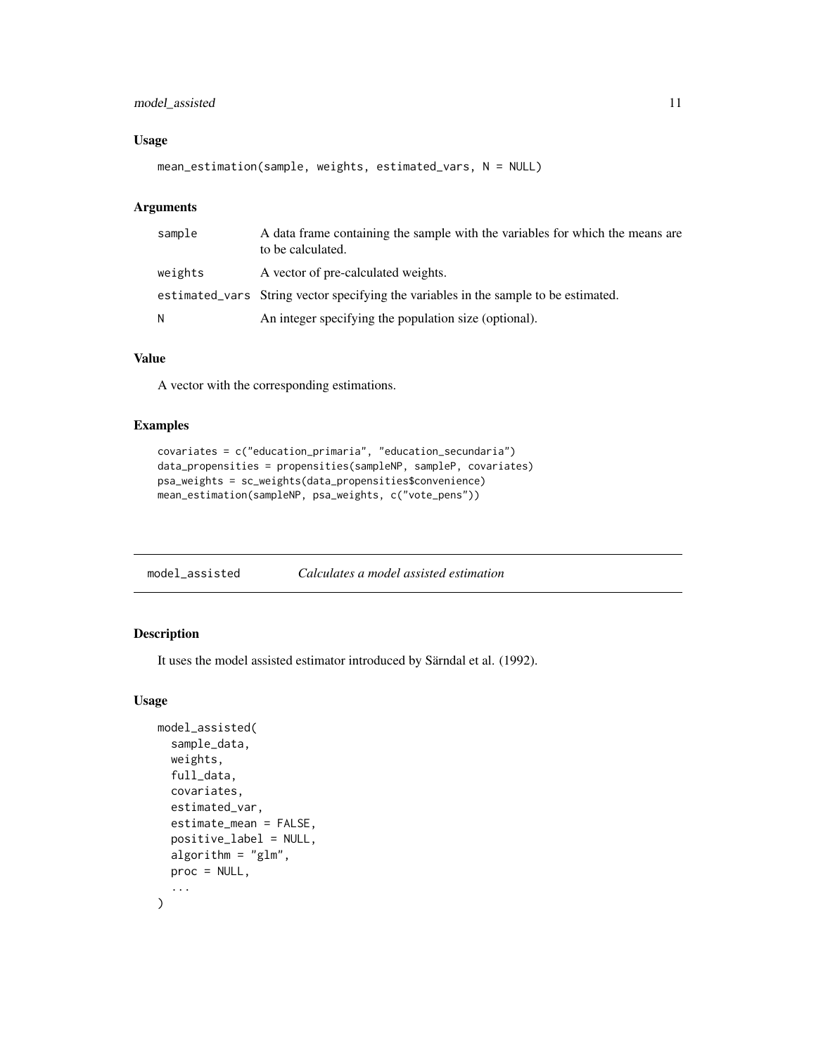### Usage

```
mean_estimation(sample, weights, estimated_vars, N = NULL)
```

### Arguments

| | |
|---|---|
| sample | A data frame containing the sample with the variables for which the means are to be calculated. |
| weights | A vector of pre-calculated weights. |
| estimated_vars | String vector specifying the variables in the sample to be estimated. |
| N | An integer specifying the population size (optional). |

### Value

A vector with the corresponding estimations.

### Examples

```
covariates = c("education_primaria", "education_secundaria")
data_propensities = propensities(sampleNP, sampleP, covariates)
psa_weights = sc_weights(data_propensities$convenience)
mean_estimation(sampleNP, psa_weights, c("vote_pens"))
```

---

## model_assisted *Calculates a model assisted estimation*

---

### Description

It uses the model assisted estimator introduced by Särndal et al. (1992).

### Usage

```
model_assisted(
  sample_data,
  weights,
  full_data,
  covariates,
  estimated_var,
  estimate_mean = FALSE,
  positive_label = NULL,
  algorithm = "glm",
  proc = NULL,
  ...
)
```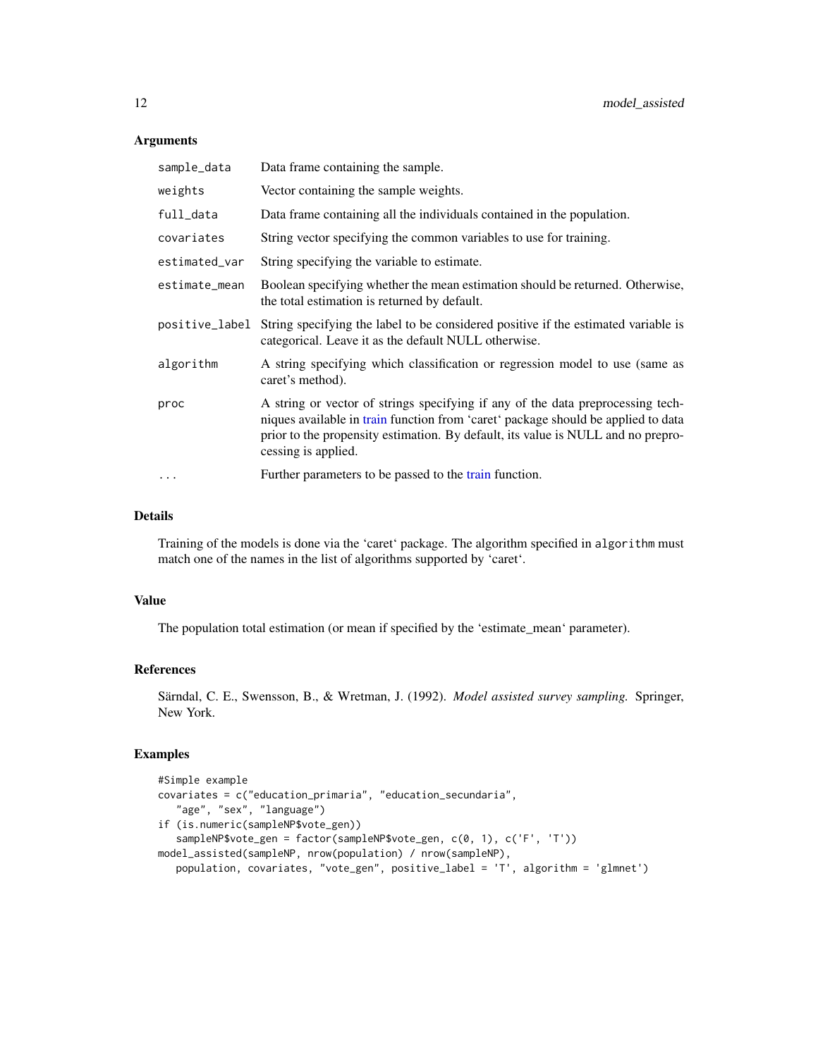## Arguments

| | |
|---|---|
| `sample_data` | Data frame containing the sample. |
| `weights` | Vector containing the sample weights. |
| `full_data` | Data frame containing all the individuals contained in the population. |
| `covariates` | String vector specifying the common variables to use for training. |
| `estimated_var` | String specifying the variable to estimate. |
| `estimate_mean` | Boolean specifying whether the mean estimation should be returned. Otherwise, the total estimation is returned by default. |
| `positive_label` | String specifying the label to be considered positive if the estimated variable is categorical. Leave it as the default NULL otherwise. |
| `algorithm` | A string specifying which classification or regression model to use (same as caret's method). |
| `proc` | A string or vector of strings specifying if any of the data preprocessing techniques available in train function from 'caret' package should be applied to data prior to the propensity estimation. By default, its value is NULL and no preprocessing is applied. |
| `...` | Further parameters to be passed to the train function. |

## Details

Training of the models is done via the 'caret' package. The algorithm specified in `algorithm` must match one of the names in the list of algorithms supported by 'caret'.

## Value

The population total estimation (or mean if specified by the 'estimate_mean' parameter).

## References

Särndal, C. E., Swensson, B., & Wretman, J. (1992). *Model assisted survey sampling.* Springer, New York.

## Examples

```
#Simple example
covariates = c("education_primaria", "education_secundaria",
   "age", "sex", "language")
if (is.numeric(sampleNP$vote_gen))
   sampleNP$vote_gen = factor(sampleNP$vote_gen, c(0, 1), c('F', 'T'))
model_assisted(sampleNP, nrow(population) / nrow(sampleNP),
   population, covariates, "vote_gen", positive_label = 'T', algorithm = 'glmnet')
```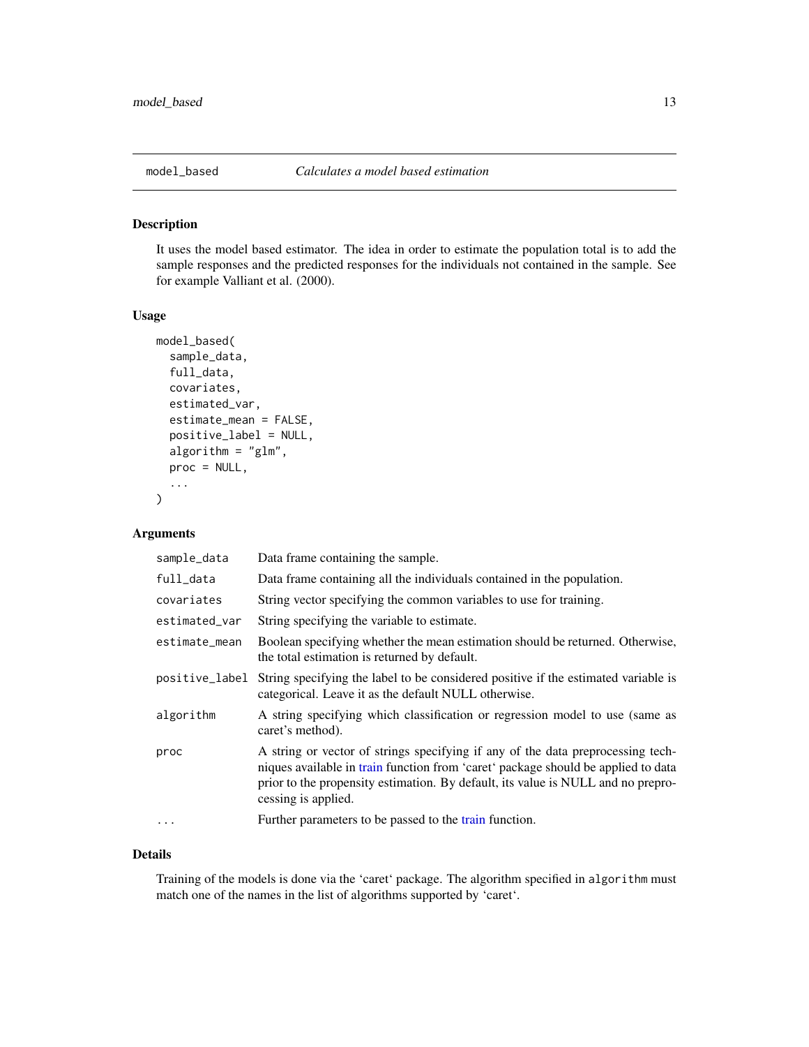# model_based — *Calculates a model based estimation*

## Description

It uses the model based estimator. The idea in order to estimate the population total is to add the sample responses and the predicted responses for the individuals not contained in the sample. See for example Valliant et al. (2000).

## Usage

```
model_based(
  sample_data,
  full_data,
  covariates,
  estimated_var,
  estimate_mean = FALSE,
  positive_label = NULL,
  algorithm = "glm",
  proc = NULL,
  ...
)
```

## Arguments

| | |
|---|---|
| `sample_data` | Data frame containing the sample. |
| `full_data` | Data frame containing all the individuals contained in the population. |
| `covariates` | String vector specifying the common variables to use for training. |
| `estimated_var` | String specifying the variable to estimate. |
| `estimate_mean` | Boolean specifying whether the mean estimation should be returned. Otherwise, the total estimation is returned by default. |
| `positive_label` | String specifying the label to be considered positive if the estimated variable is categorical. Leave it as the default NULL otherwise. |
| `algorithm` | A string specifying which classification or regression model to use (same as caret's method). |
| `proc` | A string or vector of strings specifying if any of the data preprocessing techniques available in train function from 'caret' package should be applied to data prior to the propensity estimation. By default, its value is NULL and no preprocessing is applied. |
| `...` | Further parameters to be passed to the train function. |

## Details

Training of the models is done via the 'caret' package. The algorithm specified in `algorithm` must match one of the names in the list of algorithms supported by 'caret'.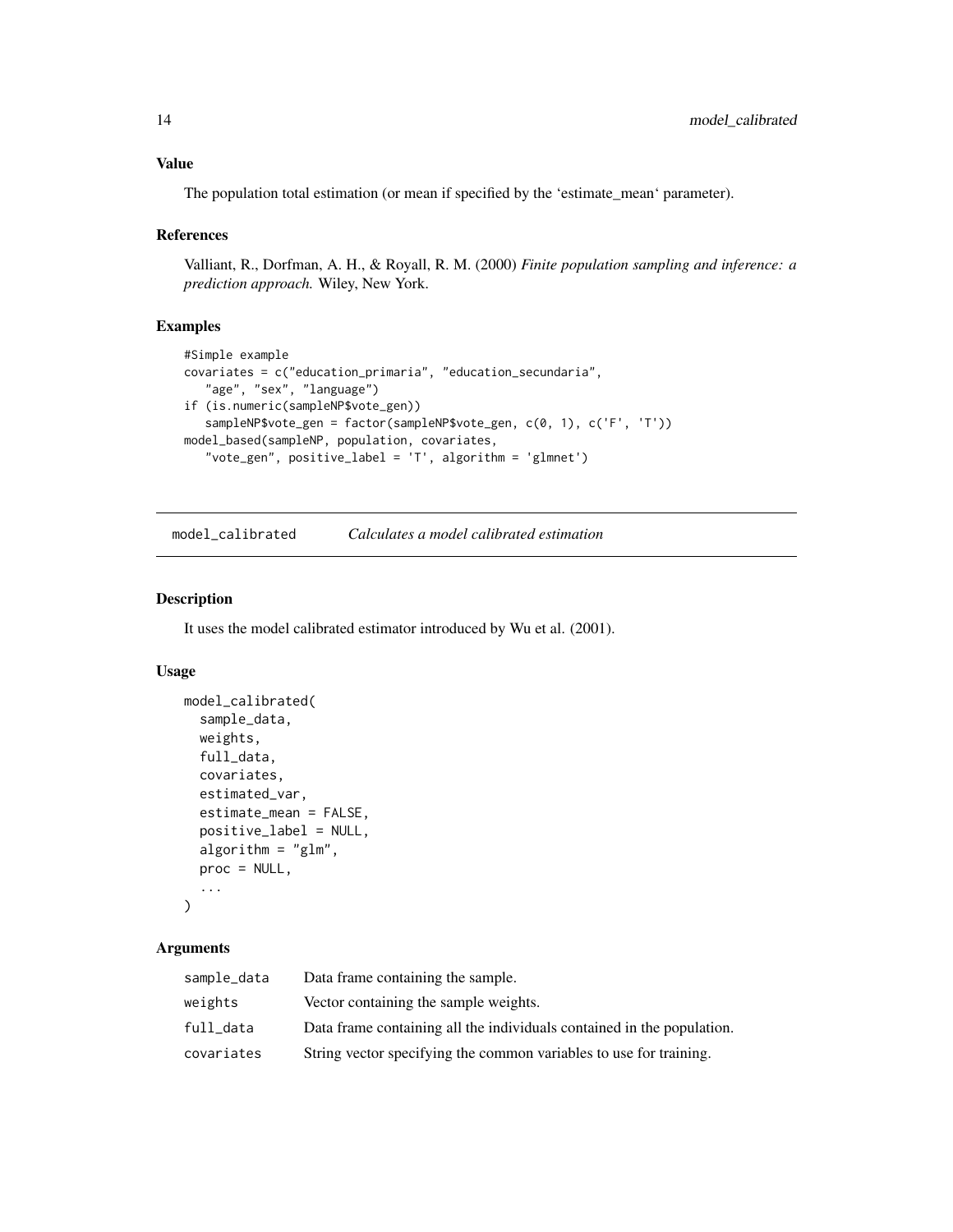## Value

The population total estimation (or mean if specified by the 'estimate_mean' parameter).

## References

Valliant, R., Dorfman, A. H., & Royall, R. M. (2000) *Finite population sampling and inference: a prediction approach.* Wiley, New York.

## Examples

```
#Simple example
covariates = c("education_primaria", "education_secundaria",
   "age", "sex", "language")
if (is.numeric(sampleNP$vote_gen))
   sampleNP$vote_gen = factor(sampleNP$vote_gen, c(0, 1), c('F', 'T'))
model_based(sampleNP, population, covariates,
   "vote_gen", positive_label = 'T', algorithm = 'glmnet')
```

---

# model_calibrated — *Calculates a model calibrated estimation*

## Description

It uses the model calibrated estimator introduced by Wu et al. (2001).

## Usage

```
model_calibrated(
  sample_data,
  weights,
  full_data,
  covariates,
  estimated_var,
  estimate_mean = FALSE,
  positive_label = NULL,
  algorithm = "glm",
  proc = NULL,
  ...
)
```

## Arguments

| | |
|---|---|
| sample_data | Data frame containing the sample. |
| weights | Vector containing the sample weights. |
| full_data | Data frame containing all the individuals contained in the population. |
| covariates | String vector specifying the common variables to use for training. |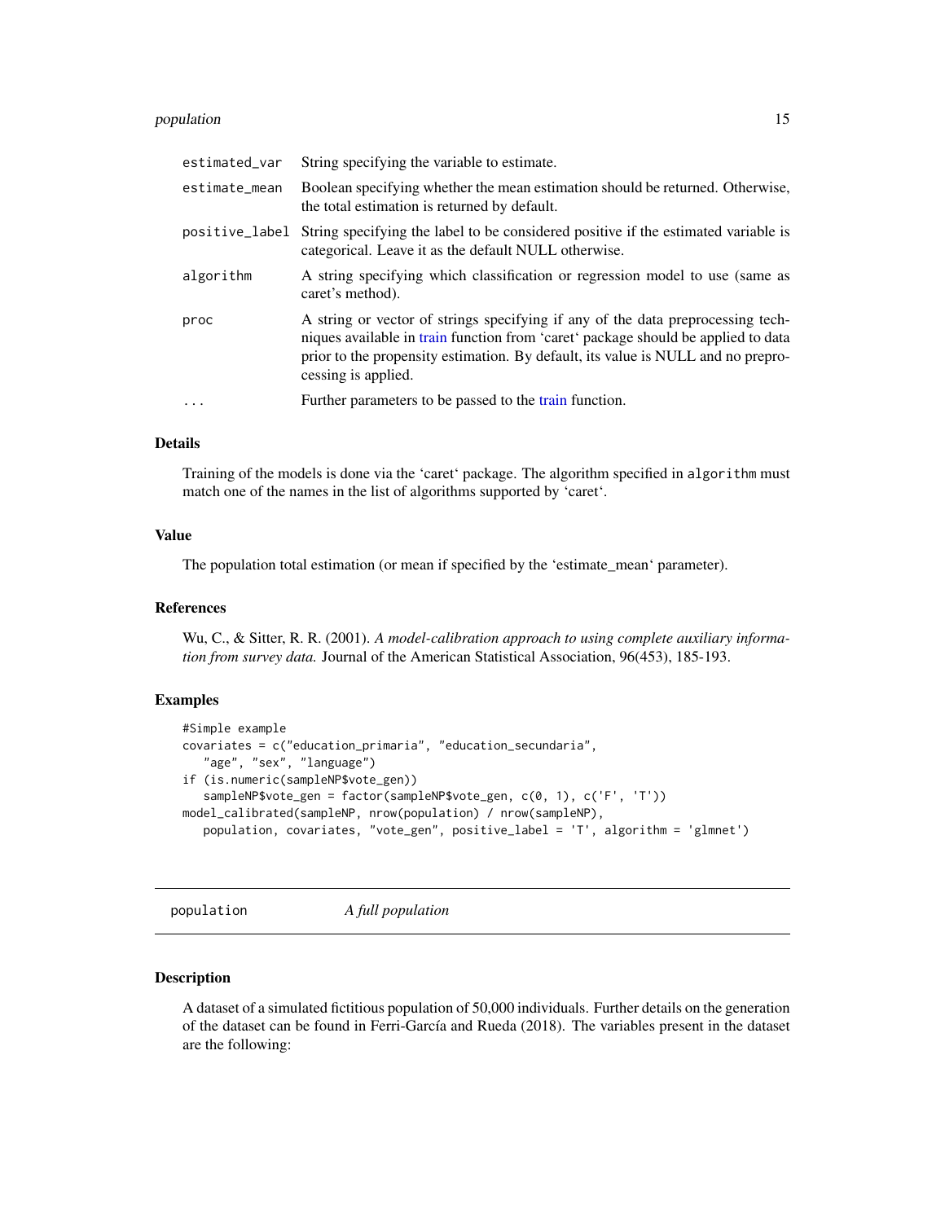| | |
|---|---|
| estimated_var | String specifying the variable to estimate. |
| estimate_mean | Boolean specifying whether the mean estimation should be returned. Otherwise, the total estimation is returned by default. |
| positive_label | String specifying the label to be considered positive if the estimated variable is categorical. Leave it as the default NULL otherwise. |
| algorithm | A string specifying which classification or regression model to use (same as caret's method). |
| proc | A string or vector of strings specifying if any of the data preprocessing techniques available in train function from 'caret' package should be applied to data prior to the propensity estimation. By default, its value is NULL and no preprocessing is applied. |
| ... | Further parameters to be passed to the train function. |

### Details

Training of the models is done via the 'caret' package. The algorithm specified in algorithm must match one of the names in the list of algorithms supported by 'caret'.

### Value

The population total estimation (or mean if specified by the 'estimate_mean' parameter).

### References

Wu, C., & Sitter, R. R. (2001). *A model-calibration approach to using complete auxiliary information from survey data.* Journal of the American Statistical Association, 96(453), 185-193.

### Examples

```
#Simple example
covariates = c("education_primaria", "education_secundaria",
   "age", "sex", "language")
if (is.numeric(sampleNP$vote_gen))
   sampleNP$vote_gen = factor(sampleNP$vote_gen, c(0, 1), c('F', 'T'))
model_calibrated(sampleNP, nrow(population) / nrow(sampleNP),
   population, covariates, "vote_gen", positive_label = 'T', algorithm = 'glmnet')
```

## population    *A full population*

### Description

A dataset of a simulated fictitious population of 50,000 individuals. Further details on the generation of the dataset can be found in Ferri-García and Rueda (2018). The variables present in the dataset are the following: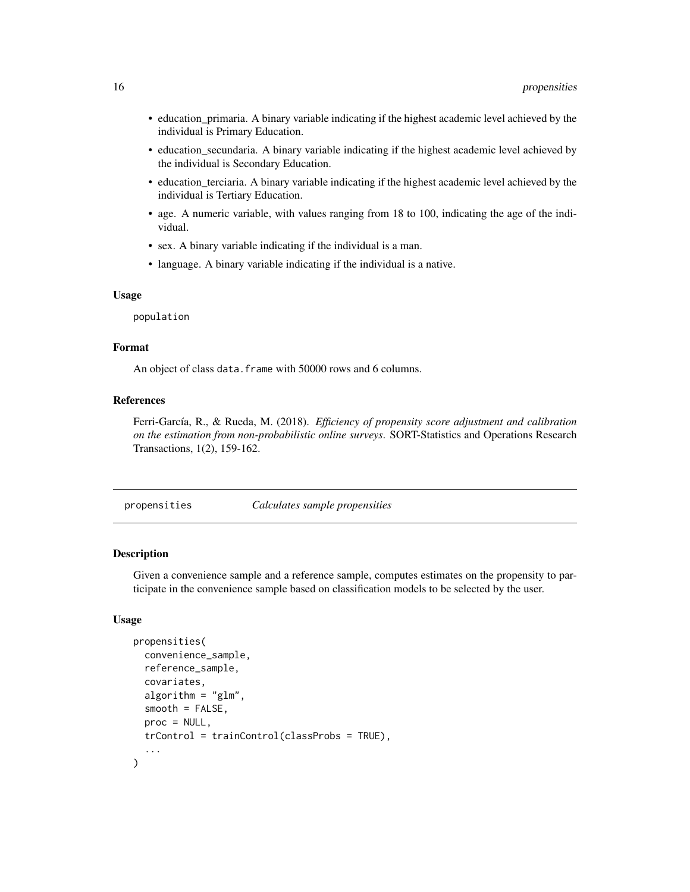- education_primaria. A binary variable indicating if the highest academic level achieved by the individual is Primary Education.
- education_secundaria. A binary variable indicating if the highest academic level achieved by the individual is Secondary Education.
- education_terciaria. A binary variable indicating if the highest academic level achieved by the individual is Tertiary Education.
- age. A numeric variable, with values ranging from 18 to 100, indicating the age of the individual.
- sex. A binary variable indicating if the individual is a man.
- language. A binary variable indicating if the individual is a native.

### Usage

```
population
```

### Format

An object of class `data.frame` with 50000 rows and 6 columns.

### References

Ferri-García, R., & Rueda, M. (2018). *Efficiency of propensity score adjustment and calibration on the estimation from non-probabilistic online surveys*. SORT-Statistics and Operations Research Transactions, 1(2), 159-162.

---

## propensities — *Calculates sample propensities*

### Description

Given a convenience sample and a reference sample, computes estimates on the propensity to participate in the convenience sample based on classification models to be selected by the user.

### Usage

```
propensities(
  convenience_sample,
  reference_sample,
  covariates,
  algorithm = "glm",
  smooth = FALSE,
  proc = NULL,
  trControl = trainControl(classProbs = TRUE),
  ...
)
```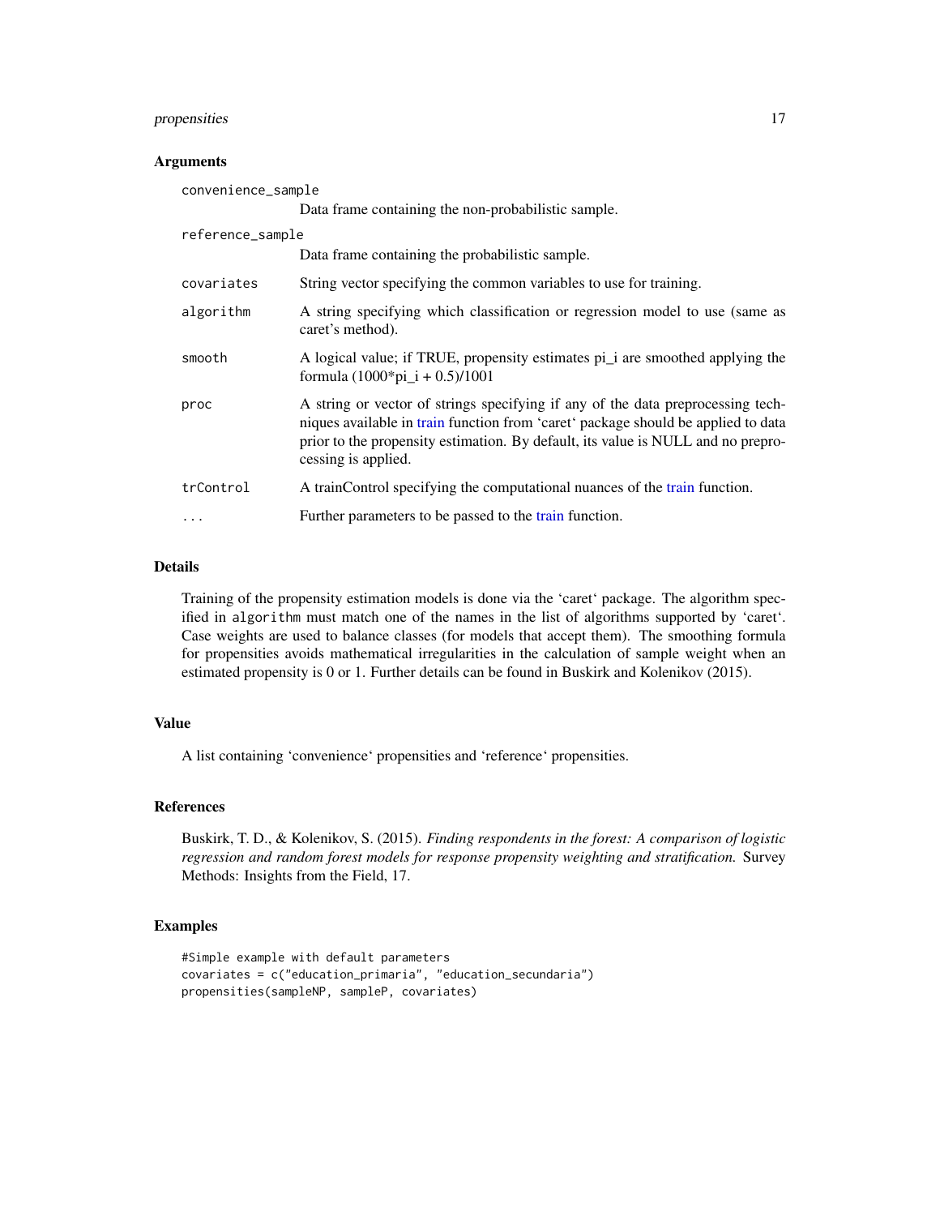## Arguments

| | |
|---|---|
| `convenience_sample` | Data frame containing the non-probabilistic sample. |
| `reference_sample` | Data frame containing the probabilistic sample. |
| `covariates` | String vector specifying the common variables to use for training. |
| `algorithm` | A string specifying which classification or regression model to use (same as caret's method). |
| `smooth` | A logical value; if TRUE, propensity estimates pi_i are smoothed applying the formula (1000*pi_i + 0.5)/1001 |
| `proc` | A string or vector of strings specifying if any of the data preprocessing techniques available in train function from 'caret' package should be applied to data prior to the propensity estimation. By default, its value is NULL and no preprocessing is applied. |
| `trControl` | A trainControl specifying the computational nuances of the train function. |
| `...` | Further parameters to be passed to the train function. |

## Details

Training of the propensity estimation models is done via the 'caret' package. The algorithm specified in `algorithm` must match one of the names in the list of algorithms supported by 'caret'. Case weights are used to balance classes (for models that accept them). The smoothing formula for propensities avoids mathematical irregularities in the calculation of sample weight when an estimated propensity is 0 or 1. Further details can be found in Buskirk and Kolenikov (2015).

## Value

A list containing 'convenience' propensities and 'reference' propensities.

## References

Buskirk, T. D., & Kolenikov, S. (2015). *Finding respondents in the forest: A comparison of logistic regression and random forest models for response propensity weighting and stratification.* Survey Methods: Insights from the Field, 17.

## Examples

```
#Simple example with default parameters
covariates = c("education_primaria", "education_secundaria")
propensities(sampleNP, sampleP, covariates)
```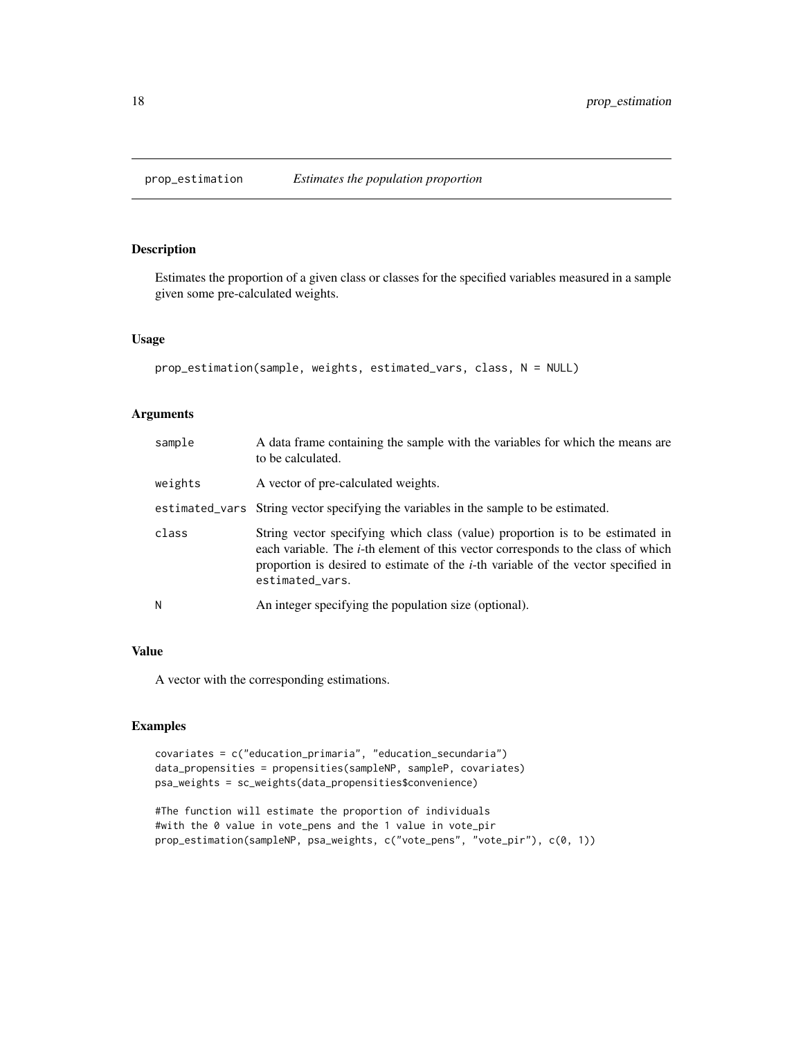## prop_estimation *Estimates the population proportion*

### Description

Estimates the proportion of a given class or classes for the specified variables measured in a sample given some pre-calculated weights.

### Usage

```
prop_estimation(sample, weights, estimated_vars, class, N = NULL)
```

### Arguments

| | |
|---|---|
| sample | A data frame containing the sample with the variables for which the means are to be calculated. |
| weights | A vector of pre-calculated weights. |
| estimated_vars | String vector specifying the variables in the sample to be estimated. |
| class | String vector specifying which class (value) proportion is to be estimated in each variable. The *i*-th element of this vector corresponds to the class of which proportion is desired to estimate of the *i*-th variable of the vector specified in `estimated_vars`. |
| N | An integer specifying the population size (optional). |

### Value

A vector with the corresponding estimations.

### Examples

```
covariates = c("education_primaria", "education_secundaria")
data_propensities = propensities(sampleNP, sampleP, covariates)
psa_weights = sc_weights(data_propensities$convenience)

#The function will estimate the proportion of individuals
#with the 0 value in vote_pens and the 1 value in vote_pir
prop_estimation(sampleNP, psa_weights, c("vote_pens", "vote_pir"), c(0, 1))
```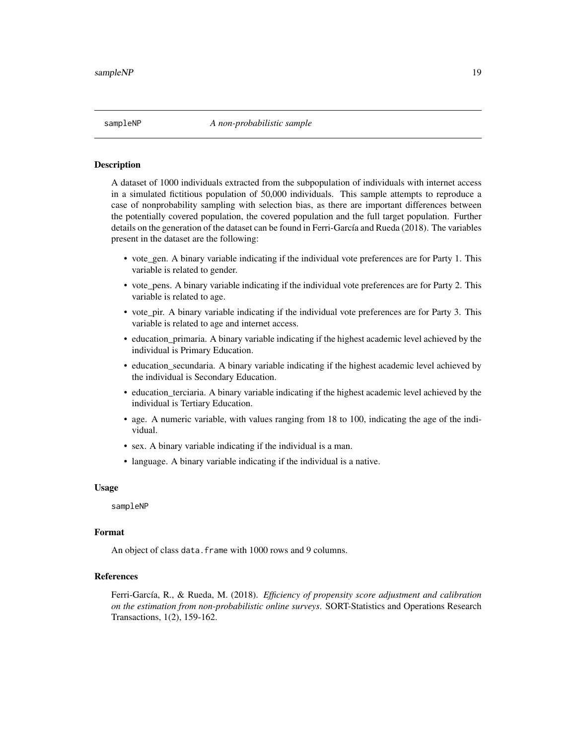## sampleNP — *A non-probabilistic sample*

### Description

A dataset of 1000 individuals extracted from the subpopulation of individuals with internet access in a simulated fictitious population of 50,000 individuals. This sample attempts to reproduce a case of nonprobability sampling with selection bias, as there are important differences between the potentially covered population, the covered population and the full target population. Further details on the generation of the dataset can be found in Ferri-García and Rueda (2018). The variables present in the dataset are the following:

- vote_gen. A binary variable indicating if the individual vote preferences are for Party 1. This variable is related to gender.
- vote_pens. A binary variable indicating if the individual vote preferences are for Party 2. This variable is related to age.
- vote_pir. A binary variable indicating if the individual vote preferences are for Party 3. This variable is related to age and internet access.
- education_primaria. A binary variable indicating if the highest academic level achieved by the individual is Primary Education.
- education_secundaria. A binary variable indicating if the highest academic level achieved by the individual is Secondary Education.
- education_terciaria. A binary variable indicating if the highest academic level achieved by the individual is Tertiary Education.
- age. A numeric variable, with values ranging from 18 to 100, indicating the age of the individual.
- sex. A binary variable indicating if the individual is a man.
- language. A binary variable indicating if the individual is a native.

### Usage

```
sampleNP
```

### Format

An object of class `data.frame` with 1000 rows and 9 columns.

### References

Ferri-García, R., & Rueda, M. (2018). *Efficiency of propensity score adjustment and calibration on the estimation from non-probabilistic online surveys*. SORT-Statistics and Operations Research Transactions, 1(2), 159-162.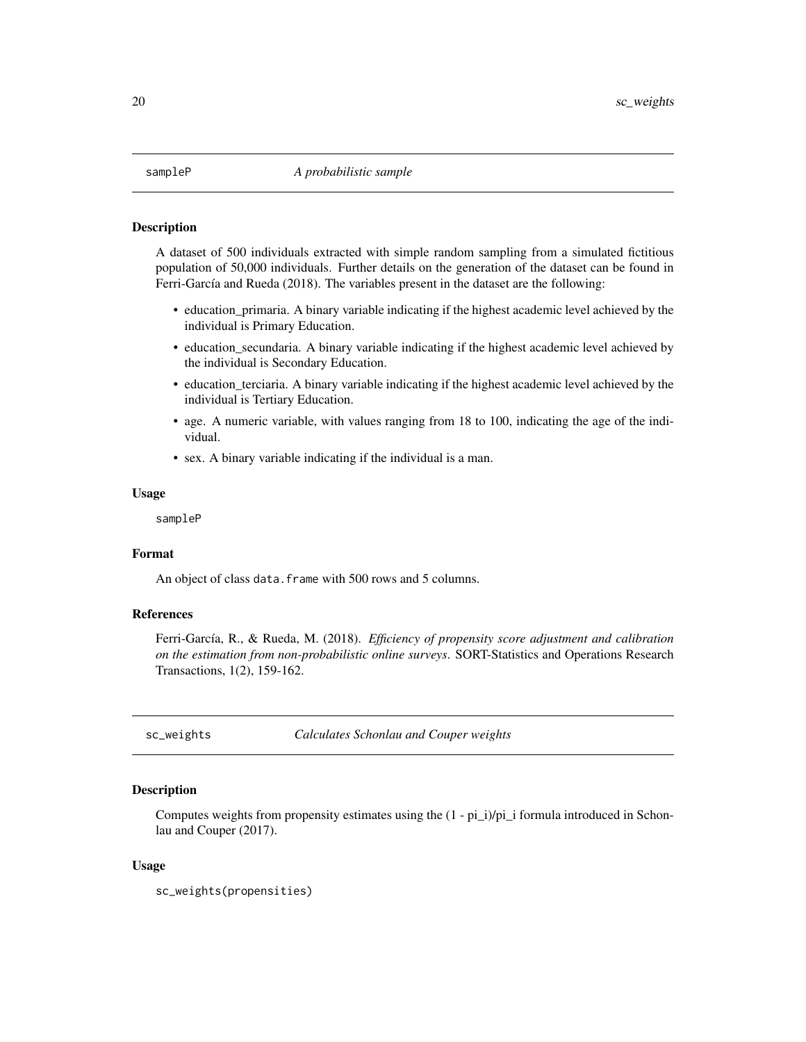## sampleP — *A probabilistic sample*

### Description

A dataset of 500 individuals extracted with simple random sampling from a simulated fictitious population of 50,000 individuals. Further details on the generation of the dataset can be found in Ferri-García and Rueda (2018). The variables present in the dataset are the following:

- education_primaria. A binary variable indicating if the highest academic level achieved by the individual is Primary Education.
- education_secundaria. A binary variable indicating if the highest academic level achieved by the individual is Secondary Education.
- education_terciaria. A binary variable indicating if the highest academic level achieved by the individual is Tertiary Education.
- age. A numeric variable, with values ranging from 18 to 100, indicating the age of the individual.
- sex. A binary variable indicating if the individual is a man.

### Usage

```
sampleP
```

### Format

An object of class `data.frame` with 500 rows and 5 columns.

### References

Ferri-García, R., & Rueda, M. (2018). *Efficiency of propensity score adjustment and calibration on the estimation from non-probabilistic online surveys*. SORT-Statistics and Operations Research Transactions, 1(2), 159-162.

## sc_weights — *Calculates Schonlau and Couper weights*

### Description

Computes weights from propensity estimates using the (1 - pi_i)/pi_i formula introduced in Schonlau and Couper (2017).

### Usage

```
sc_weights(propensities)
```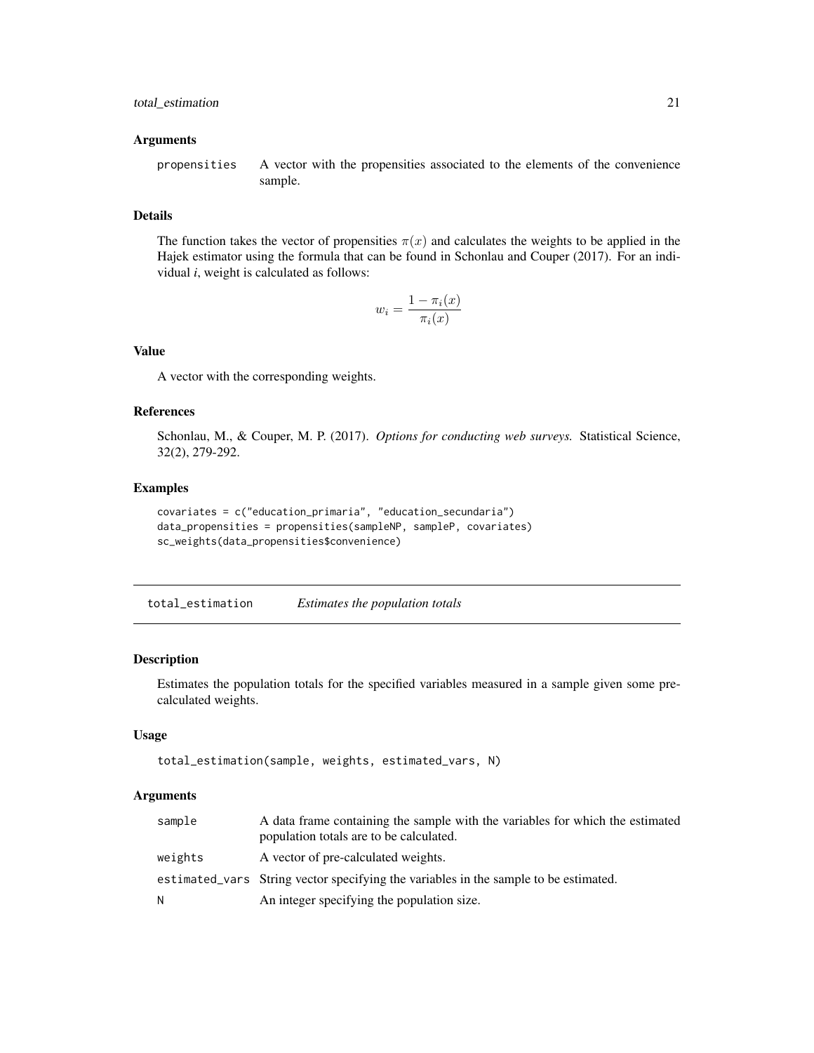### Arguments

propensities A vector with the propensities associated to the elements of the convenience sample.

### Details

The function takes the vector of propensities $\pi(x)$ and calculates the weights to be applied in the Hajek estimator using the formula that can be found in Schonlau and Couper (2017). For an individual *i*, weight is calculated as follows:

$$w_i = \frac{1 - \pi_i(x)}{\pi_i(x)}$$

### Value

A vector with the corresponding weights.

### References

Schonlau, M., & Couper, M. P. (2017). *Options for conducting web surveys.* Statistical Science, 32(2), 279-292.

### Examples

```
covariates = c("education_primaria", "education_secundaria")
data_propensities = propensities(sampleNP, sampleP, covariates)
sc_weights(data_propensities$convenience)
```

---

## total_estimation *Estimates the population totals*

### Description

Estimates the population totals for the specified variables measured in a sample given some pre-calculated weights.

### Usage

```
total_estimation(sample, weights, estimated_vars, N)
```

### Arguments

| | |
|---|---|
| sample | A data frame containing the sample with the variables for which the estimated population totals are to be calculated. |
| weights | A vector of pre-calculated weights. |
| estimated_vars | String vector specifying the variables in the sample to be estimated. |
| N | An integer specifying the population size. |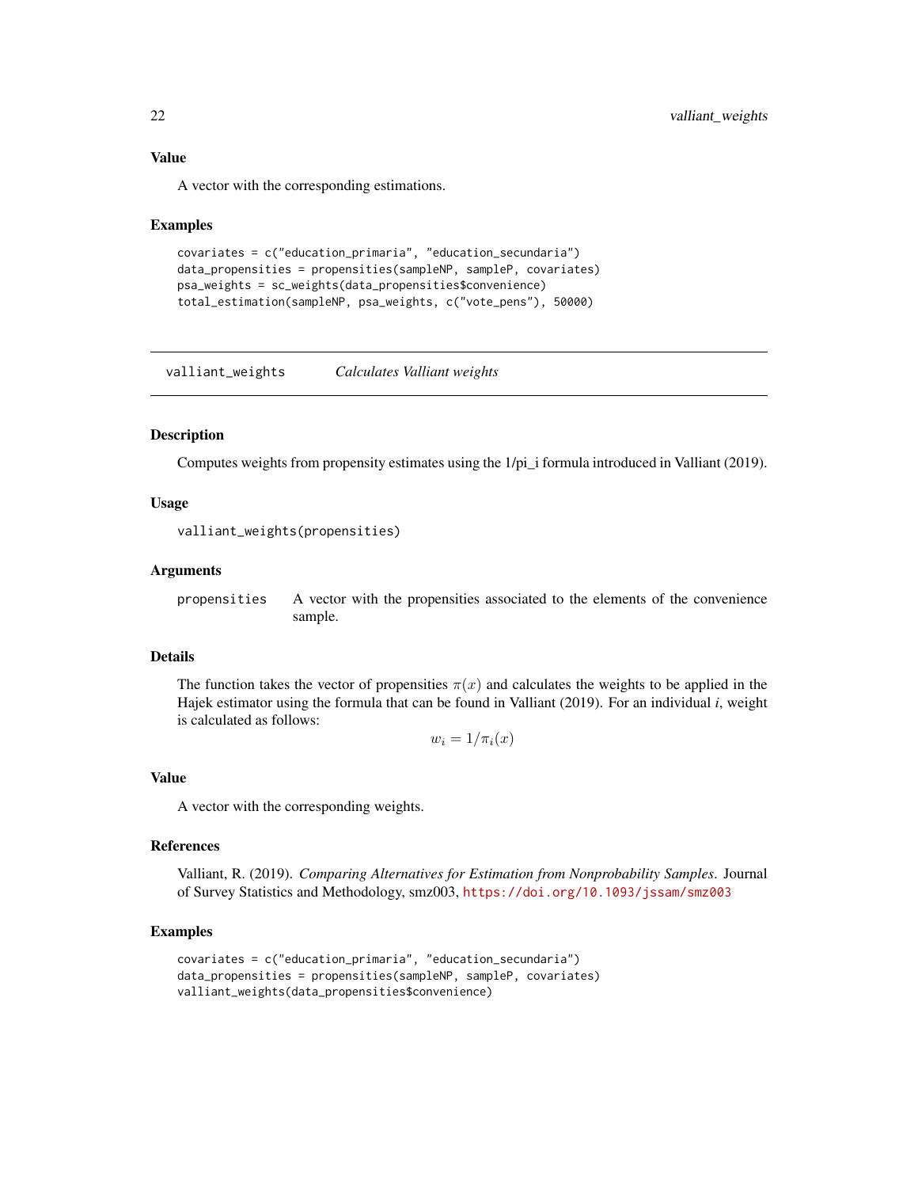### Value

A vector with the corresponding estimations.

### Examples

```
covariates = c("education_primaria", "education_secundaria")
data_propensities = propensities(sampleNP, sampleP, covariates)
psa_weights = sc_weights(data_propensities$convenience)
total_estimation(sampleNP, psa_weights, c("vote_pens"), 50000)
```

---

## valliant_weights    *Calculates Valliant weights*

---

### Description

Computes weights from propensity estimates using the 1/pi_i formula introduced in Valliant (2019).

### Usage

```
valliant_weights(propensities)
```

### Arguments

| | |
|---|---|
| propensities | A vector with the propensities associated to the elements of the convenience sample. |

### Details

The function takes the vector of propensities $\pi(x)$ and calculates the weights to be applied in the Hajek estimator using the formula that can be found in Valliant (2019). For an individual *i*, weight is calculated as follows:

$$w_i = 1/\pi_i(x)$$

### Value

A vector with the corresponding weights.

### References

Valliant, R. (2019). *Comparing Alternatives for Estimation from Nonprobability Samples*. Journal of Survey Statistics and Methodology, smz003, https://doi.org/10.1093/jssam/smz003

### Examples

```
covariates = c("education_primaria", "education_secundaria")
data_propensities = propensities(sampleNP, sampleP, covariates)
valliant_weights(data_propensities$convenience)
```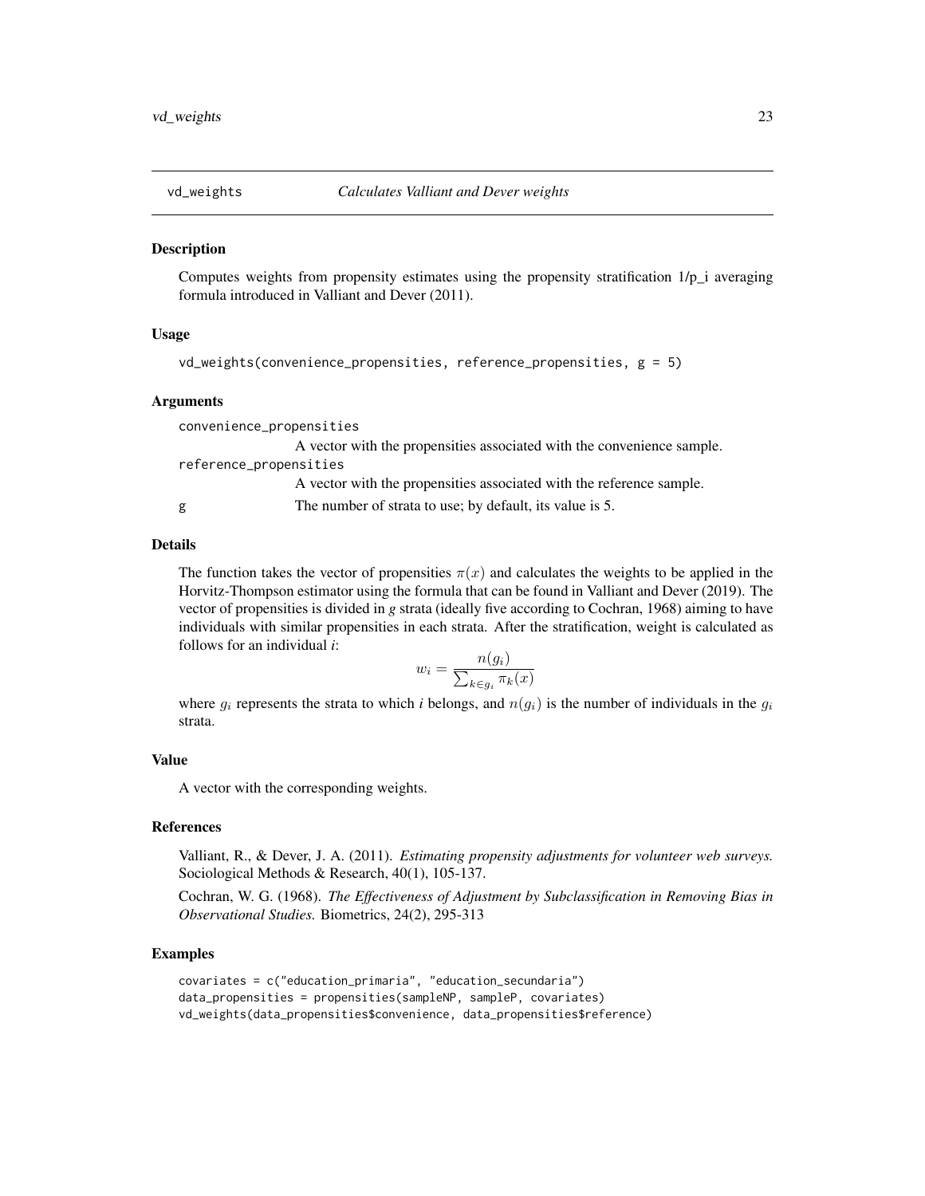# vd_weights — *Calculates Valliant and Dever weights*

## Description

Computes weights from propensity estimates using the propensity stratification 1/p_i averaging formula introduced in Valliant and Dever (2011).

## Usage

```
vd_weights(convenience_propensities, reference_propensities, g = 5)
```

## Arguments

- `convenience_propensities`: A vector with the propensities associated with the convenience sample.
- `reference_propensities`: A vector with the propensities associated with the reference sample.
- `g`: The number of strata to use; by default, its value is 5.

## Details

The function takes the vector of propensities $\pi(x)$ and calculates the weights to be applied in the Horvitz-Thompson estimator using the formula that can be found in Valliant and Dever (2019). The vector of propensities is divided in *g* strata (ideally five according to Cochran, 1968) aiming to have individuals with similar propensities in each strata. After the stratification, weight is calculated as follows for an individual *i*:

$$w_i = \frac{n(g_i)}{\sum_{k \in g_i} \pi_k(x)}$$

where $g_i$ represents the strata to which *i* belongs, and $n(g_i)$ is the number of individuals in the $g_i$ strata.

## Value

A vector with the corresponding weights.

## References

Valliant, R., & Dever, J. A. (2011). *Estimating propensity adjustments for volunteer web surveys.* Sociological Methods & Research, 40(1), 105-137.

Cochran, W. G. (1968). *The Effectiveness of Adjustment by Subclassification in Removing Bias in Observational Studies.* Biometrics, 24(2), 295-313

## Examples

```
covariates = c("education_primaria", "education_secundaria")
data_propensities = propensities(sampleNP, sampleP, covariates)
vd_weights(data_propensities$convenience, data_propensities$reference)
```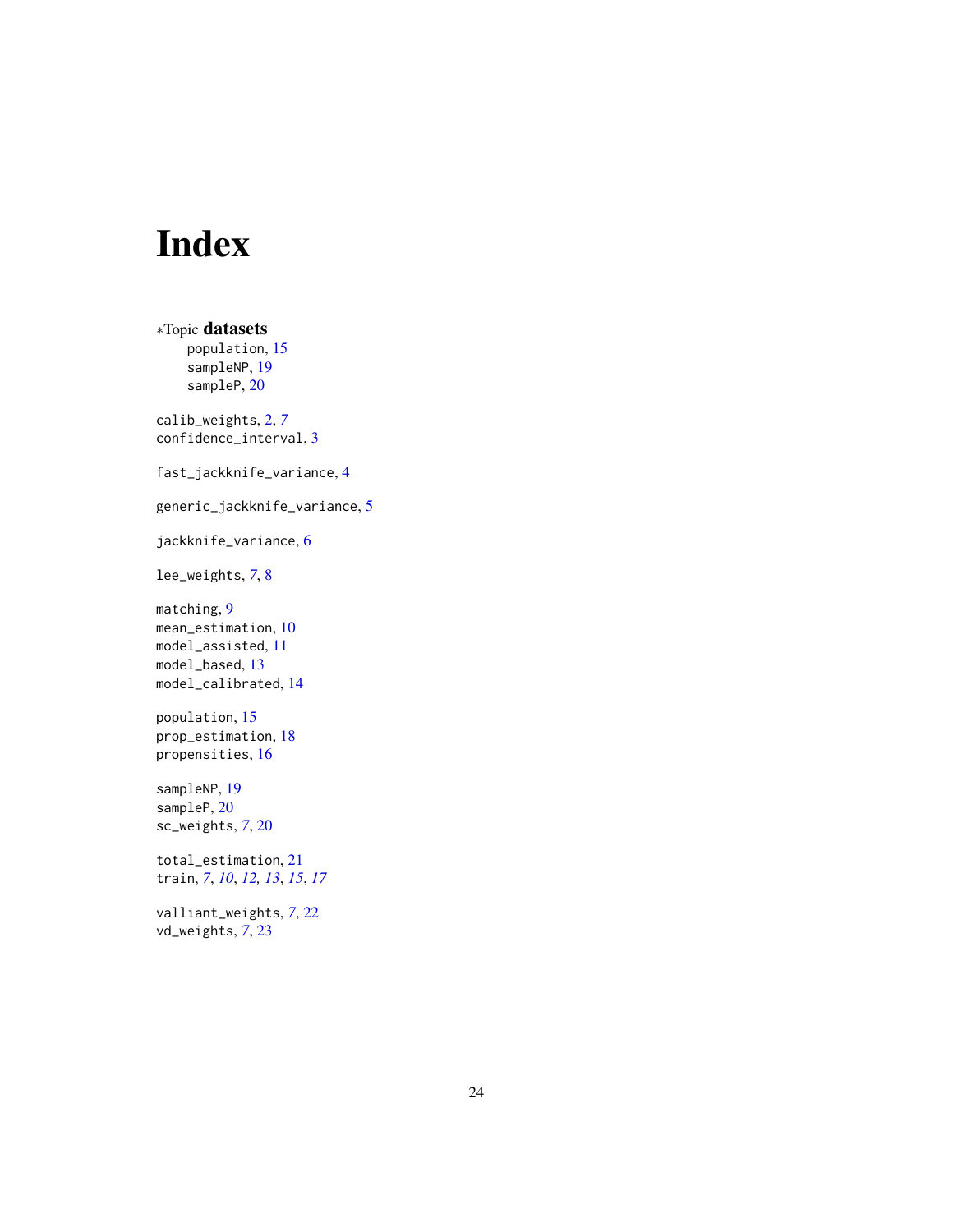# Index

∗Topic **datasets**
  population, 15
  sampleNP, 19
  sampleP, 20

calib_weights, 2, *7*
confidence_interval, 3

fast_jackknife_variance, 4

generic_jackknife_variance, 5

jackknife_variance, 6

lee_weights, *7*, 8

matching, 9
mean_estimation, 10
model_assisted, 11
model_based, 13
model_calibrated, 14

population, 15
prop_estimation, 18
propensities, 16

sampleNP, 19
sampleP, 20
sc_weights, *7*, 20

total_estimation, 21
train, *7*, *10*, *12, 13*, *15*, *17*

valliant_weights, *7*, 22
vd_weights, *7*, 23